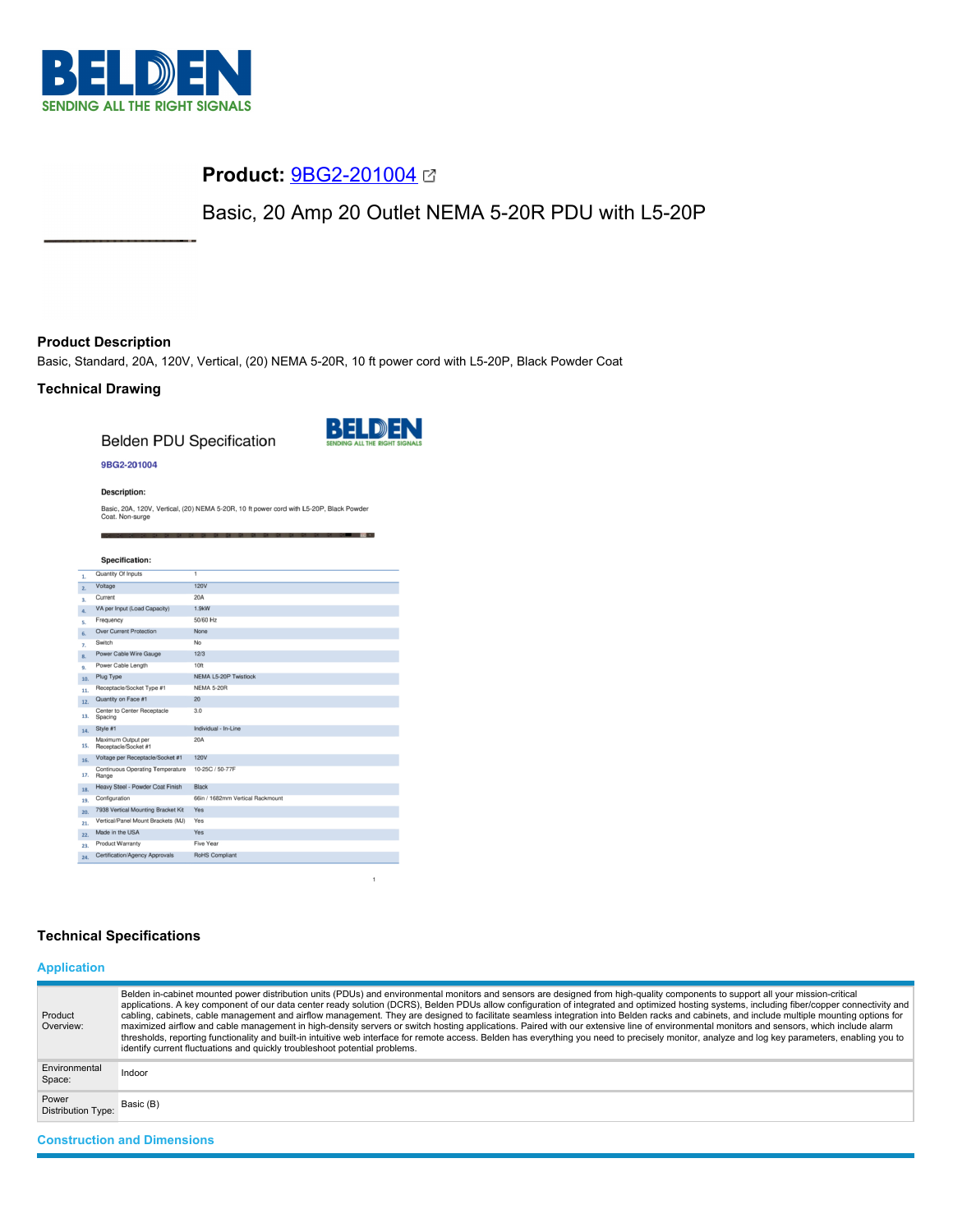# Product: 9BG2-201004

Basic, 20 Amp 20 Outlet NEMA 5-20R PDU with L5-20P

## Product Description

Basic, Standard, 20A, 120V, Vertical, (20) NEMA 5-20R, 10 ft power cord with L5-20P, Black Powder Coat

## Technical Drawing

Belden PDU Specification

9BG2-201004

**Description:**

Basic, 20A, 120V, Vertical, (20) NEMA 5-20R, 10 ft power cord with L5-20P, Black Powder Coat. Non-surge

**Specification:**

| # | Specification | Value |
|---|---|---|
| 1. | Quantity Of Inputs | 1 |
| 2. | Voltage | 120V |
| 3. | Current | 20A |
| 4. | VA per Input (Load Capacity) | 1.9kW |
| 5. | Frequency | 50/60 Hz |
| 6. | Over Current Protection | None |
| 7. | Switch | No |
| 8. | Power Cable Wire Gauge | 12/3 |
| 9. | Power Cable Length | 10ft |
| 10. | Plug Type | NEMA L5-20P Twistlock |
| 11. | Receptacle/Socket Type #1 | NEMA 5-20R |
| 12. | Quantity on Face #1 | 20 |
| 13. | Center to Center Receptacle Spacing | 3.0 |
| 14. | Style #1 | Individual - In-Line |
| 15. | Maximum Output per Receptacle/Socket #1 | 20A |
| 16. | Voltage per Receptacle/Socket #1 | 120V |
| 17. | Continuous Operating Temperature Range | 10-25C / 50-77F |
| 18. | Heavy Steel - Powder Coat Finish | Black |
| 19. | Configuration | 66in / 1682mm Vertical Rackmount |
| 20. | 7938 Vertical Mounting Bracket Kit | Yes |
| 21. | Vertical/Panel Mount Brackets (MJ) | Yes |
| 22. | Made in the USA | Yes |
| 23. | Product Warranty | Five Year |
| 24. | Certification/Agency Approvals | RoHS Compliant |

## Technical Specifications

### Application

| | |
|---|---|
| Product Overview: | Belden in-cabinet mounted power distribution units (PDUs) and environmental monitors and sensors are designed from high-quality components to support all your mission-critical applications. A key component of our data center ready solution (DCRS), Belden PDUs allow configuration of integrated and optimized hosting systems, including fiber/copper connectivity and cabling, cabinets, cable management and airflow management. They are designed to facilitate seamless integration into Belden racks and cabinets, and include multiple mounting options for maximized airflow and cable management in high-density servers or switch hosting applications. Paired with our extensive line of environmental monitors and sensors, which include alarm thresholds, reporting functionality and built-in intuitive web interface for remote access. Belden has everything you need to precisely monitor, analyze and log key parameters, enabling you to identify current fluctuations and quickly troubleshoot potential problems. |
| Environmental Space: | Indoor |
| Power Distribution Type: | Basic (B) |

### Construction and Dimensions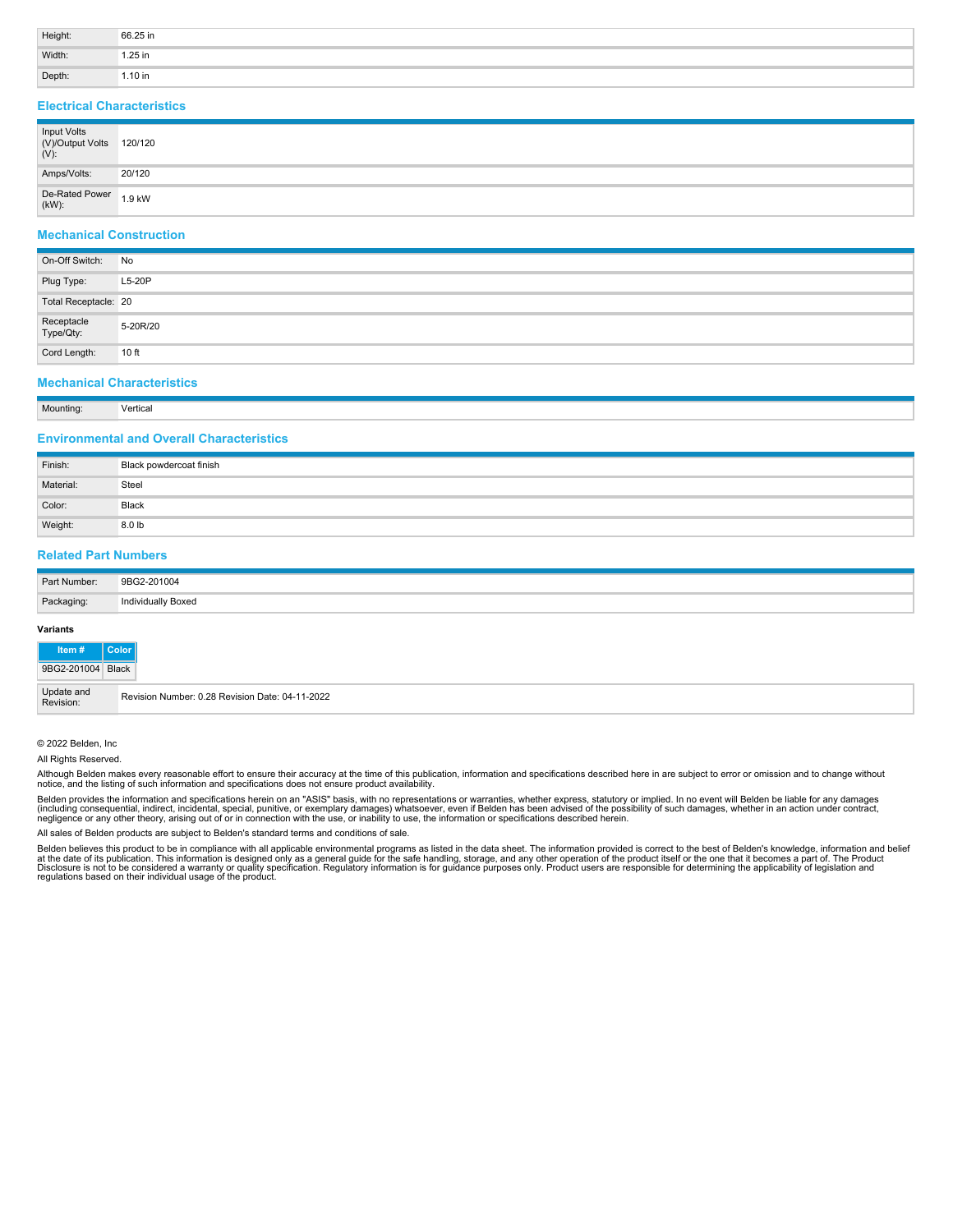| | |
|---|---|
| Height: | 66.25 in |
| Width: | 1.25 in |
| Depth: | 1.10 in |

## Electrical Characteristics

| | |
|---|---|
| Input Volts (V)/Output Volts (V): | 120/120 |
| Amps/Volts: | 20/120 |
| De-Rated Power (kW): | 1.9 kW |

## Mechanical Construction

| | |
|---|---|
| On-Off Switch: | No |
| Plug Type: | L5-20P |
| Total Receptacle: | 20 |
| Receptacle Type/Qty: | 5-20R/20 |
| Cord Length: | 10 ft |

## Mechanical Characteristics

| | |
|---|---|
| Mounting: | Vertical |

## Environmental and Overall Characteristics

| | |
|---|---|
| Finish: | Black powdercoat finish |
| Material: | Steel |
| Color: | Black |
| Weight: | 8.0 lb |

## Related Part Numbers

| | |
|---|---|
| Part Number: | 9BG2-201004 |
| Packaging: | Individually Boxed |

**Variants**

| Item # | Color |
|---|---|
| 9BG2-201004 | Black |

| | |
|---|---|
| Update and Revision: | Revision Number: 0.28 Revision Date: 04-11-2022 |

© 2022 Belden, Inc

All Rights Reserved.

Although Belden makes every reasonable effort to ensure their accuracy at the time of this publication, information and specifications described here in are subject to error or omission and to change without notice, and the listing of such information and specifications does not ensure product availability.

Belden provides the information and specifications herein on an "ASIS" basis, with no representations or warranties, whether express, statutory or implied. In no event will Belden be liable for any damages (including consequential, indirect, incidental, special, punitive, or exemplary damages) whatsoever, even if Belden has been advised of the possibility of such damages, whether in an action under contract, negligence or any other theory, arising out of or in connection with the use, or inability to use, the information or specifications described herein.

All sales of Belden products are subject to Belden's standard terms and conditions of sale.

Belden believes this product to be in compliance with all applicable environmental programs as listed in the data sheet. The information provided is correct to the best of Belden's knowledge, information and belief at the date of its publication. This information is designed only as a general guide for the safe handling, storage, and any other operation of the product itself or the one that it becomes a part of. The Product Disclosure is not to be considered a warranty or quality specification. Regulatory information is for guidance purposes only. Product users are responsible for determining the applicability of legislation and regulations based on their individual usage of the product.